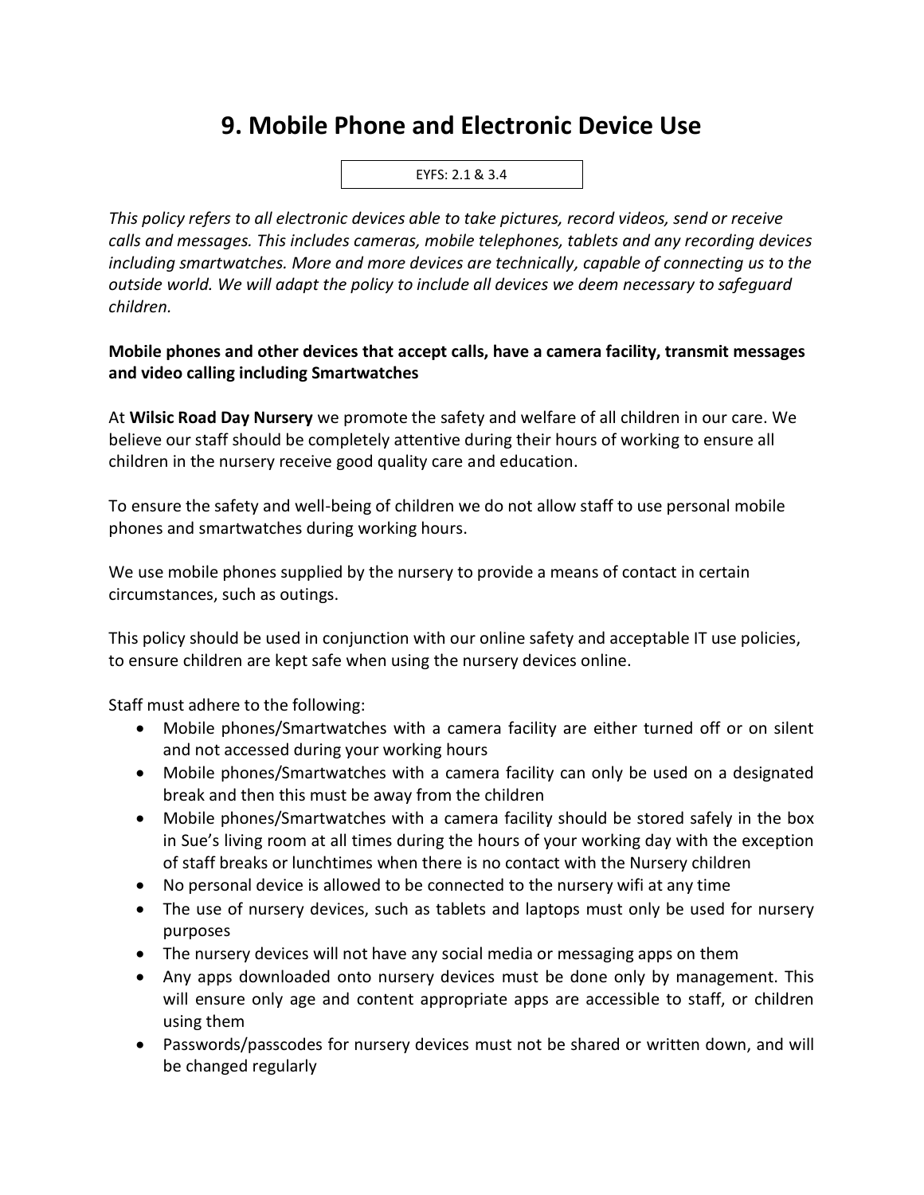# 9. Mobile Phone and Electronic Device Use

EYFS: 2.1 & 3.4

*This policy refers to all electronic devices able to take pictures, record videos, send or receive calls and messages. This includes cameras, mobile telephones, tablets and any recording devices including smartwatches. More and more devices are technically, capable of connecting us to the outside world. We will adapt the policy to include all devices we deem necessary to safeguard children.*

**Mobile phones and other devices that accept calls, have a camera facility, transmit messages and video calling including Smartwatches**

At **Wilsic Road Day Nursery** we promote the safety and welfare of all children in our care. We believe our staff should be completely attentive during their hours of working to ensure all children in the nursery receive good quality care and education.

To ensure the safety and well-being of children we do not allow staff to use personal mobile phones and smartwatches during working hours.

We use mobile phones supplied by the nursery to provide a means of contact in certain circumstances, such as outings.

This policy should be used in conjunction with our online safety and acceptable IT use policies, to ensure children are kept safe when using the nursery devices online.

Staff must adhere to the following:

- Mobile phones/Smartwatches with a camera facility are either turned off or on silent and not accessed during your working hours
- Mobile phones/Smartwatches with a camera facility can only be used on a designated break and then this must be away from the children
- Mobile phones/Smartwatches with a camera facility should be stored safely in the box in Sue's living room at all times during the hours of your working day with the exception of staff breaks or lunchtimes when there is no contact with the Nursery children
- No personal device is allowed to be connected to the nursery wifi at any time
- The use of nursery devices, such as tablets and laptops must only be used for nursery purposes
- The nursery devices will not have any social media or messaging apps on them
- Any apps downloaded onto nursery devices must be done only by management. This will ensure only age and content appropriate apps are accessible to staff, or children using them
- Passwords/passcodes for nursery devices must not be shared or written down, and will be changed regularly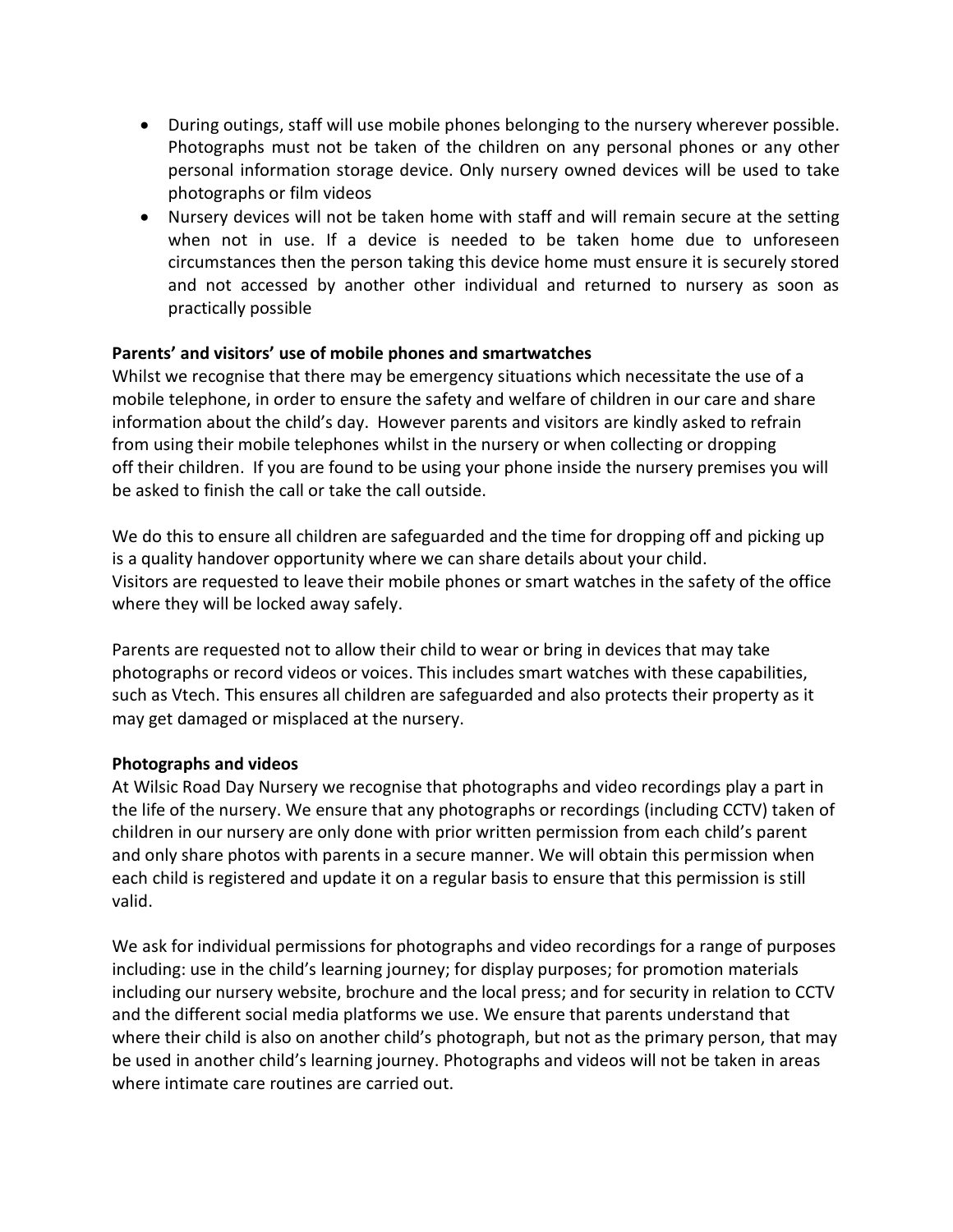- During outings, staff will use mobile phones belonging to the nursery wherever possible. Photographs must not be taken of the children on any personal phones or any other personal information storage device. Only nursery owned devices will be used to take photographs or film videos
- Nursery devices will not be taken home with staff and will remain secure at the setting when not in use. If a device is needed to be taken home due to unforeseen circumstances then the person taking this device home must ensure it is securely stored and not accessed by another other individual and returned to nursery as soon as practically possible

**Parents' and visitors' use of mobile phones and smartwatches**

Whilst we recognise that there may be emergency situations which necessitate the use of a mobile telephone, in order to ensure the safety and welfare of children in our care and share information about the child's day. However parents and visitors are kindly asked to refrain from using their mobile telephones whilst in the nursery or when collecting or dropping off their children. If you are found to be using your phone inside the nursery premises you will be asked to finish the call or take the call outside.

We do this to ensure all children are safeguarded and the time for dropping off and picking up is a quality handover opportunity where we can share details about your child.
Visitors are requested to leave their mobile phones or smart watches in the safety of the office where they will be locked away safely.

Parents are requested not to allow their child to wear or bring in devices that may take photographs or record videos or voices. This includes smart watches with these capabilities, such as Vtech. This ensures all children are safeguarded and also protects their property as it may get damaged or misplaced at the nursery.

**Photographs and videos**

At Wilsic Road Day Nursery we recognise that photographs and video recordings play a part in the life of the nursery. We ensure that any photographs or recordings (including CCTV) taken of children in our nursery are only done with prior written permission from each child's parent and only share photos with parents in a secure manner. We will obtain this permission when each child is registered and update it on a regular basis to ensure that this permission is still valid.

We ask for individual permissions for photographs and video recordings for a range of purposes including: use in the child's learning journey; for display purposes; for promotion materials including our nursery website, brochure and the local press; and for security in relation to CCTV and the different social media platforms we use. We ensure that parents understand that where their child is also on another child's photograph, but not as the primary person, that may be used in another child's learning journey. Photographs and videos will not be taken in areas where intimate care routines are carried out.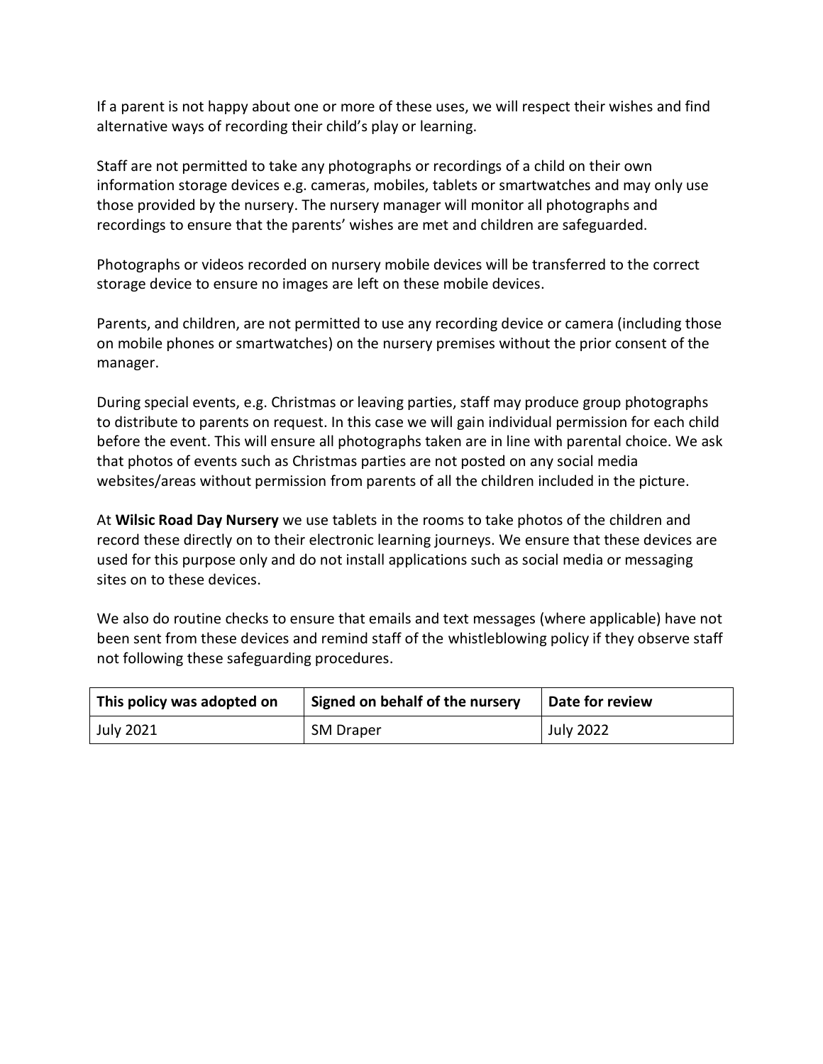If a parent is not happy about one or more of these uses, we will respect their wishes and find alternative ways of recording their child's play or learning.

Staff are not permitted to take any photographs or recordings of a child on their own information storage devices e.g. cameras, mobiles, tablets or smartwatches and may only use those provided by the nursery. The nursery manager will monitor all photographs and recordings to ensure that the parents' wishes are met and children are safeguarded.

Photographs or videos recorded on nursery mobile devices will be transferred to the correct storage device to ensure no images are left on these mobile devices.

Parents, and children, are not permitted to use any recording device or camera (including those on mobile phones or smartwatches) on the nursery premises without the prior consent of the manager.

During special events, e.g. Christmas or leaving parties, staff may produce group photographs to distribute to parents on request. In this case we will gain individual permission for each child before the event. This will ensure all photographs taken are in line with parental choice. We ask that photos of events such as Christmas parties are not posted on any social media websites/areas without permission from parents of all the children included in the picture.

At **Wilsic Road Day Nursery** we use tablets in the rooms to take photos of the children and record these directly on to their electronic learning journeys. We ensure that these devices are used for this purpose only and do not install applications such as social media or messaging sites on to these devices.

We also do routine checks to ensure that emails and text messages (where applicable) have not been sent from these devices and remind staff of the whistleblowing policy if they observe staff not following these safeguarding procedures.

| This policy was adopted on | Signed on behalf of the nursery | Date for review |
| --- | --- | --- |
| July 2021 | SM Draper | July 2022 |